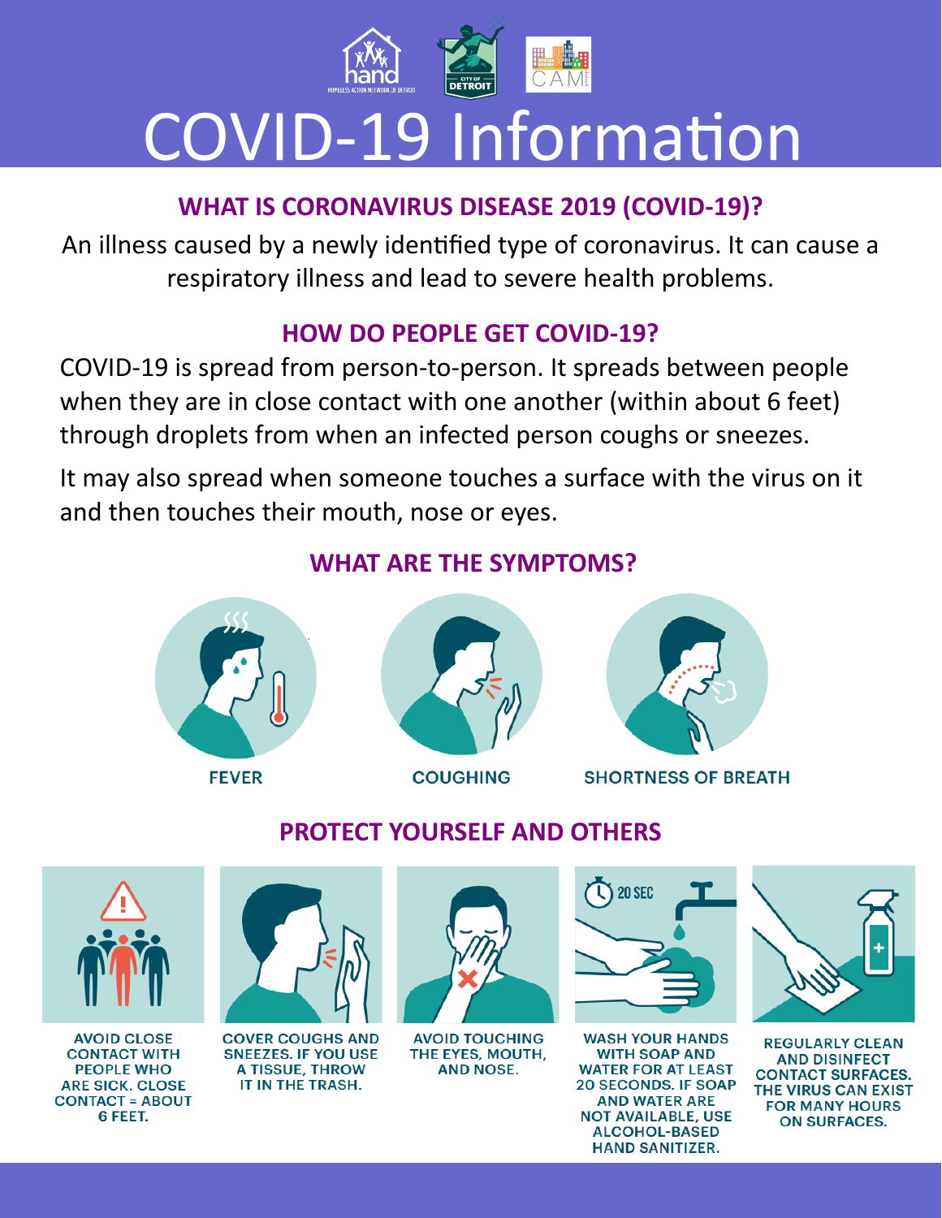# COVID-19 Information

## WHAT IS CORONAVIRUS DISEASE 2019 (COVID-19)?

An illness caused by a newly identified type of coronavirus. It can cause a respiratory illness and lead to severe health problems.

## HOW DO PEOPLE GET COVID-19?

COVID-19 is spread from person-to-person. It spreads between people when they are in close contact with one another (within about 6 feet) through droplets from when an infected person coughs or sneezes.

It may also spread when someone touches a surface with the virus on it and then touches their mouth, nose or eyes.

## WHAT ARE THE SYMPTOMS?

- FEVER
- COUGHING
- SHORTNESS OF BREATH

## PROTECT YOURSELF AND OTHERS

- AVOID CLOSE CONTACT WITH PEOPLE WHO ARE SICK. CLOSE CONTACT = ABOUT 6 FEET.
- COVER COUGHS AND SNEEZES. IF YOU USE A TISSUE, THROW IT IN THE TRASH.
- AVOID TOUCHING THE EYES, MOUTH, AND NOSE.
- WASH YOUR HANDS WITH SOAP AND WATER FOR AT LEAST 20 SECONDS. IF SOAP AND WATER ARE NOT AVAILABLE, USE ALCOHOL-BASED HAND SANITIZER.
- REGULARLY CLEAN AND DISINFECT CONTACT SURFACES. THE VIRUS CAN EXIST FOR MANY HOURS ON SURFACES.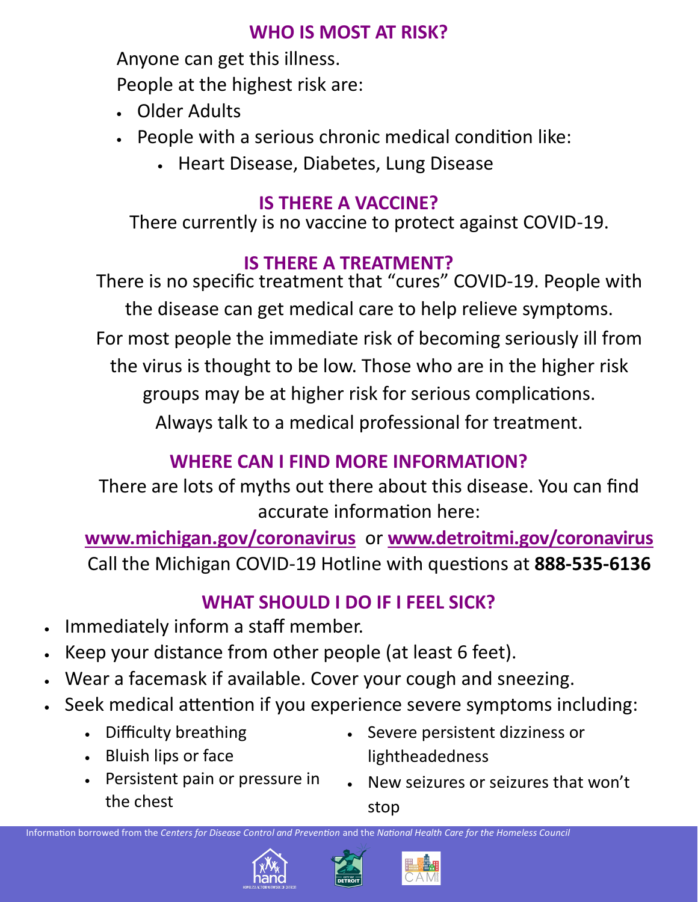## WHO IS MOST AT RISK?

Anyone can get this illness.

People at the highest risk are:

- Older Adults
- People with a serious chronic medical condition like:
  - Heart Disease, Diabetes, Lung Disease

## IS THERE A VACCINE?

There currently is no vaccine to protect against COVID-19.

## IS THERE A TREATMENT?

There is no specific treatment that "cures" COVID-19. People with the disease can get medical care to help relieve symptoms.

For most people the immediate risk of becoming seriously ill from the virus is thought to be low. Those who are in the higher risk groups may be at higher risk for serious complications.

Always talk to a medical professional for treatment.

## WHERE CAN I FIND MORE INFORMATION?

There are lots of myths out there about this disease. You can find accurate information here:

**www.michigan.gov/coronavirus** or **www.detroitmi.gov/coronavirus**

Call the Michigan COVID-19 Hotline with questions at **888-535-6136**

## WHAT SHOULD I DO IF I FEEL SICK?

- Immediately inform a staff member.
- Keep your distance from other people (at least 6 feet).
- Wear a facemask if available. Cover your cough and sneezing.
- Seek medical attention if you experience severe symptoms including:
  - Difficulty breathing
  - Bluish lips or face
  - Persistent pain or pressure in the chest
  - Severe persistent dizziness or lightheadedness
  - New seizures or seizures that won't stop

Information borrowed from the *Centers for Disease Control and Prevention* and the *National Health Care for the Homeless Council*